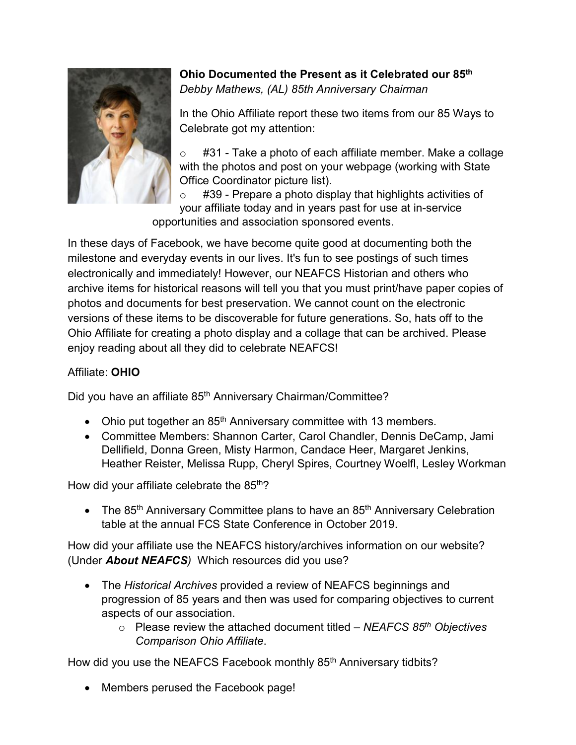**Ohio Documented the Present as it Celebrated our 85th**

*Debby Mathews, (AL) 85th Anniversary Chairman*

In the Ohio Affiliate report these two items from our 85 Ways to Celebrate got my attention:

- #31 - Take a photo of each affiliate member. Make a collage with the photos and post on your webpage (working with State Office Coordinator picture list).
- #39 - Prepare a photo display that highlights activities of your affiliate today and in years past for use at in-service opportunities and association sponsored events.

In these days of Facebook, we have become quite good at documenting both the milestone and everyday events in our lives. It's fun to see postings of such times electronically and immediately! However, our NEAFCS Historian and others who archive items for historical reasons will tell you that you must print/have paper copies of photos and documents for best preservation. We cannot count on the electronic versions of these items to be discoverable for future generations. So, hats off to the Ohio Affiliate for creating a photo display and a collage that can be archived. Please enjoy reading about all they did to celebrate NEAFCS!

Affiliate: **OHIO**

Did you have an affiliate 85th Anniversary Chairman/Committee?

- Ohio put together an 85th Anniversary committee with 13 members.
- Committee Members: Shannon Carter, Carol Chandler, Dennis DeCamp, Jami Dellifield, Donna Green, Misty Harmon, Candace Heer, Margaret Jenkins, Heather Reister, Melissa Rupp, Cheryl Spires, Courtney Woelfl, Lesley Workman

How did your affiliate celebrate the 85th?

- The 85th Anniversary Committee plans to have an 85th Anniversary Celebration table at the annual FCS State Conference in October 2019.

How did your affiliate use the NEAFCS history/archives information on our website? (Under ***About NEAFCS***) Which resources did you use?

- The *Historical Archives* provided a review of NEAFCS beginnings and progression of 85 years and then was used for comparing objectives to current aspects of our association.
  - Please review the attached document titled – *NEAFCS 85th Objectives Comparison Ohio Affiliate*.

How did you use the NEAFCS Facebook monthly 85th Anniversary tidbits?

- Members perused the Facebook page!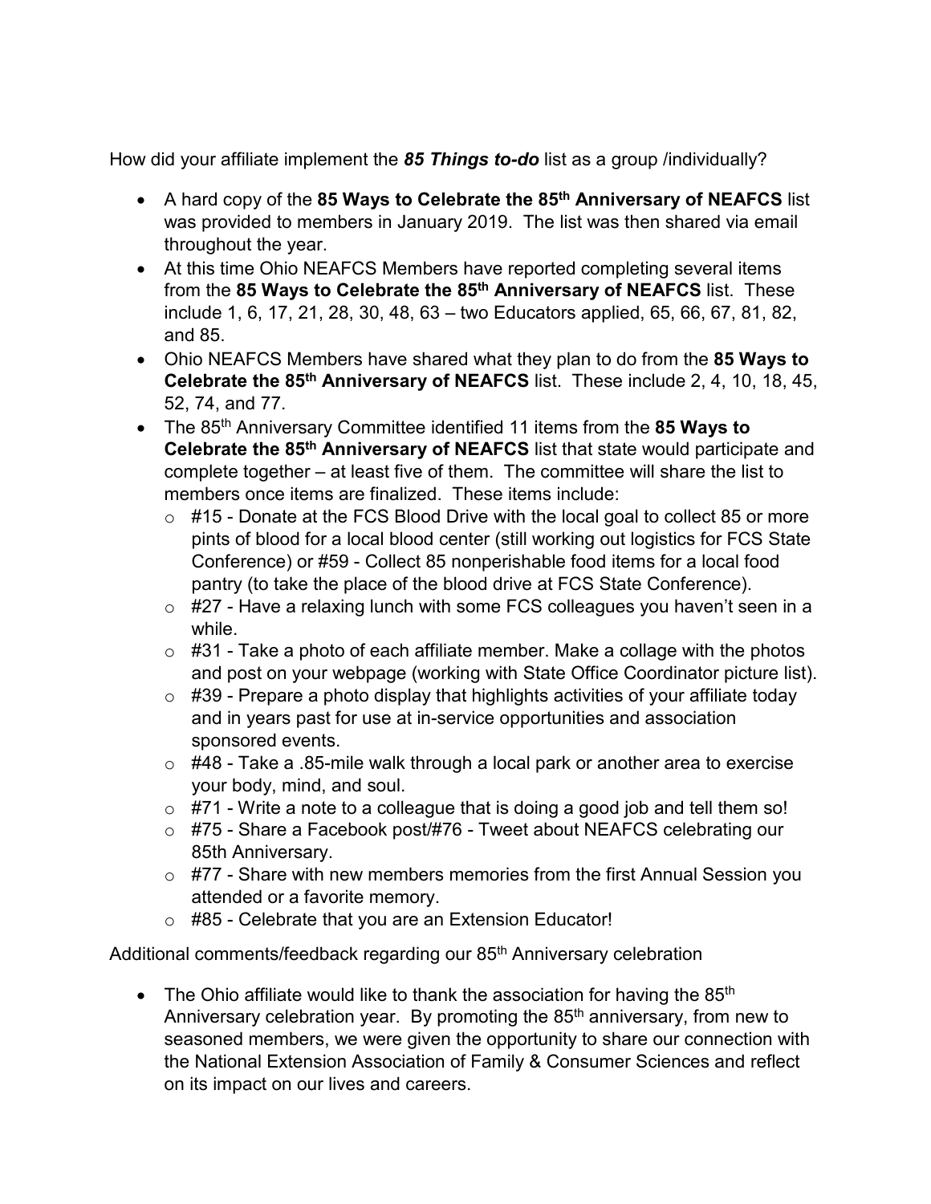How did your affiliate implement the ***85 Things to-do*** list as a group /individually?

- A hard copy of the **85 Ways to Celebrate the 85th Anniversary of NEAFCS** list was provided to members in January 2019. The list was then shared via email throughout the year.
- At this time Ohio NEAFCS Members have reported completing several items from the **85 Ways to Celebrate the 85th Anniversary of NEAFCS** list. These include 1, 6, 17, 21, 28, 30, 48, 63 – two Educators applied, 65, 66, 67, 81, 82, and 85.
- Ohio NEAFCS Members have shared what they plan to do from the **85 Ways to Celebrate the 85th Anniversary of NEAFCS** list. These include 2, 4, 10, 18, 45, 52, 74, and 77.
- The 85th Anniversary Committee identified 11 items from the **85 Ways to Celebrate the 85th Anniversary of NEAFCS** list that state would participate and complete together – at least five of them. The committee will share the list to members once items are finalized. These items include:
  - #15 - Donate at the FCS Blood Drive with the local goal to collect 85 or more pints of blood for a local blood center (still working out logistics for FCS State Conference) or #59 - Collect 85 nonperishable food items for a local food pantry (to take the place of the blood drive at FCS State Conference).
  - #27 - Have a relaxing lunch with some FCS colleagues you haven't seen in a while.
  - #31 - Take a photo of each affiliate member. Make a collage with the photos and post on your webpage (working with State Office Coordinator picture list).
  - #39 - Prepare a photo display that highlights activities of your affiliate today and in years past for use at in-service opportunities and association sponsored events.
  - #48 - Take a .85-mile walk through a local park or another area to exercise your body, mind, and soul.
  - #71 - Write a note to a colleague that is doing a good job and tell them so!
  - #75 - Share a Facebook post/#76 - Tweet about NEAFCS celebrating our 85th Anniversary.
  - #77 - Share with new members memories from the first Annual Session you attended or a favorite memory.
  - #85 - Celebrate that you are an Extension Educator!

Additional comments/feedback regarding our 85th Anniversary celebration

- The Ohio affiliate would like to thank the association for having the 85th Anniversary celebration year. By promoting the 85th anniversary, from new to seasoned members, we were given the opportunity to share our connection with the National Extension Association of Family & Consumer Sciences and reflect on its impact on our lives and careers.